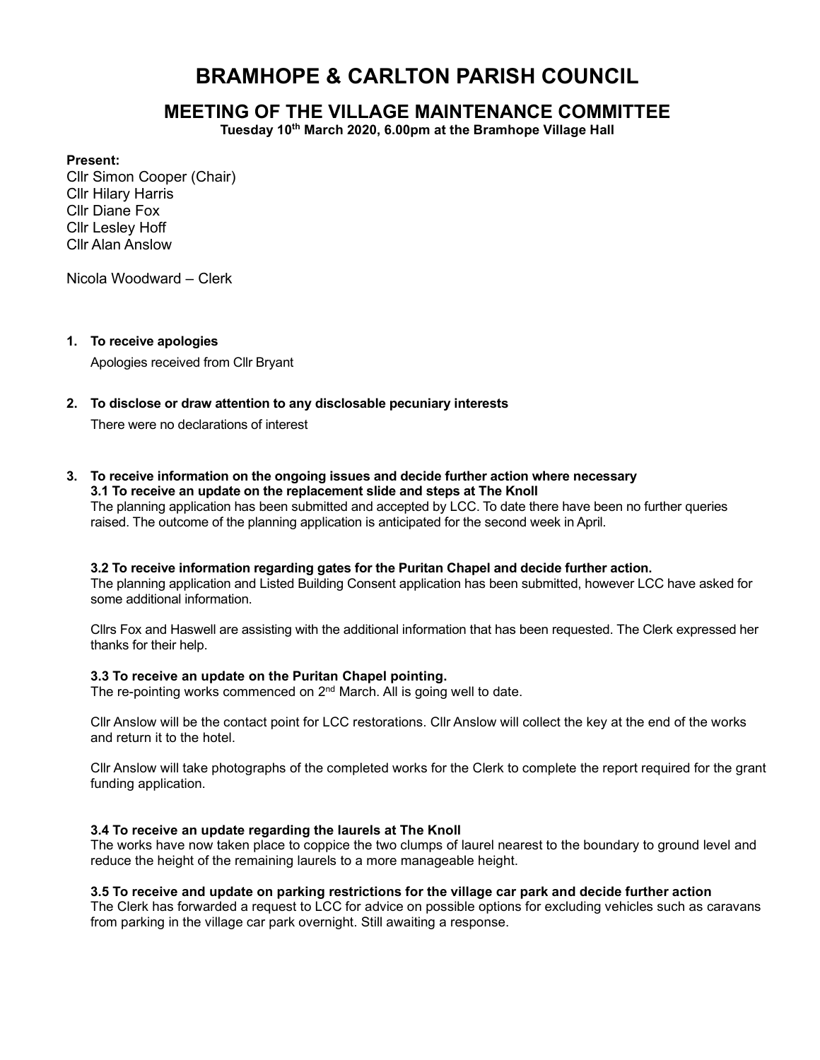# BRAMHOPE & CARLTON PARISH COUNCIL

## MEETING OF THE VILLAGE MAINTENANCE COMMITTEE

**Tuesday 10th March 2020, 6.00pm at the Bramhope Village Hall**

**Present:**
Cllr Simon Cooper (Chair)
Cllr Hilary Harris
Cllr Diane Fox
Cllr Lesley Hoff
Cllr Alan Anslow

Nicola Woodward – Clerk

1. **To receive apologies**

   Apologies received from Cllr Bryant

2. **To disclose or draw attention to any disclosable pecuniary interests**

   There were no declarations of interest

3. **To receive information on the ongoing issues and decide further action where necessary**

   **3.1 To receive an update on the replacement slide and steps at The Knoll**

   The planning application has been submitted and accepted by LCC. To date there have been no further queries raised. The outcome of the planning application is anticipated for the second week in April.

   **3.2 To receive information regarding gates for the Puritan Chapel and decide further action.**

   The planning application and Listed Building Consent application has been submitted, however LCC have asked for some additional information.

   Cllrs Fox and Haswell are assisting with the additional information that has been requested. The Clerk expressed her thanks for their help.

   **3.3 To receive an update on the Puritan Chapel pointing.**

   The re-pointing works commenced on 2nd March. All is going well to date.

   Cllr Anslow will be the contact point for LCC restorations. Cllr Anslow will collect the key at the end of the works and return it to the hotel.

   Cllr Anslow will take photographs of the completed works for the Clerk to complete the report required for the grant funding application.

   **3.4 To receive an update regarding the laurels at The Knoll**

   The works have now taken place to coppice the two clumps of laurel nearest to the boundary to ground level and reduce the height of the remaining laurels to a more manageable height.

   **3.5 To receive and update on parking restrictions for the village car park and decide further action**

   The Clerk has forwarded a request to LCC for advice on possible options for excluding vehicles such as caravans from parking in the village car park overnight. Still awaiting a response.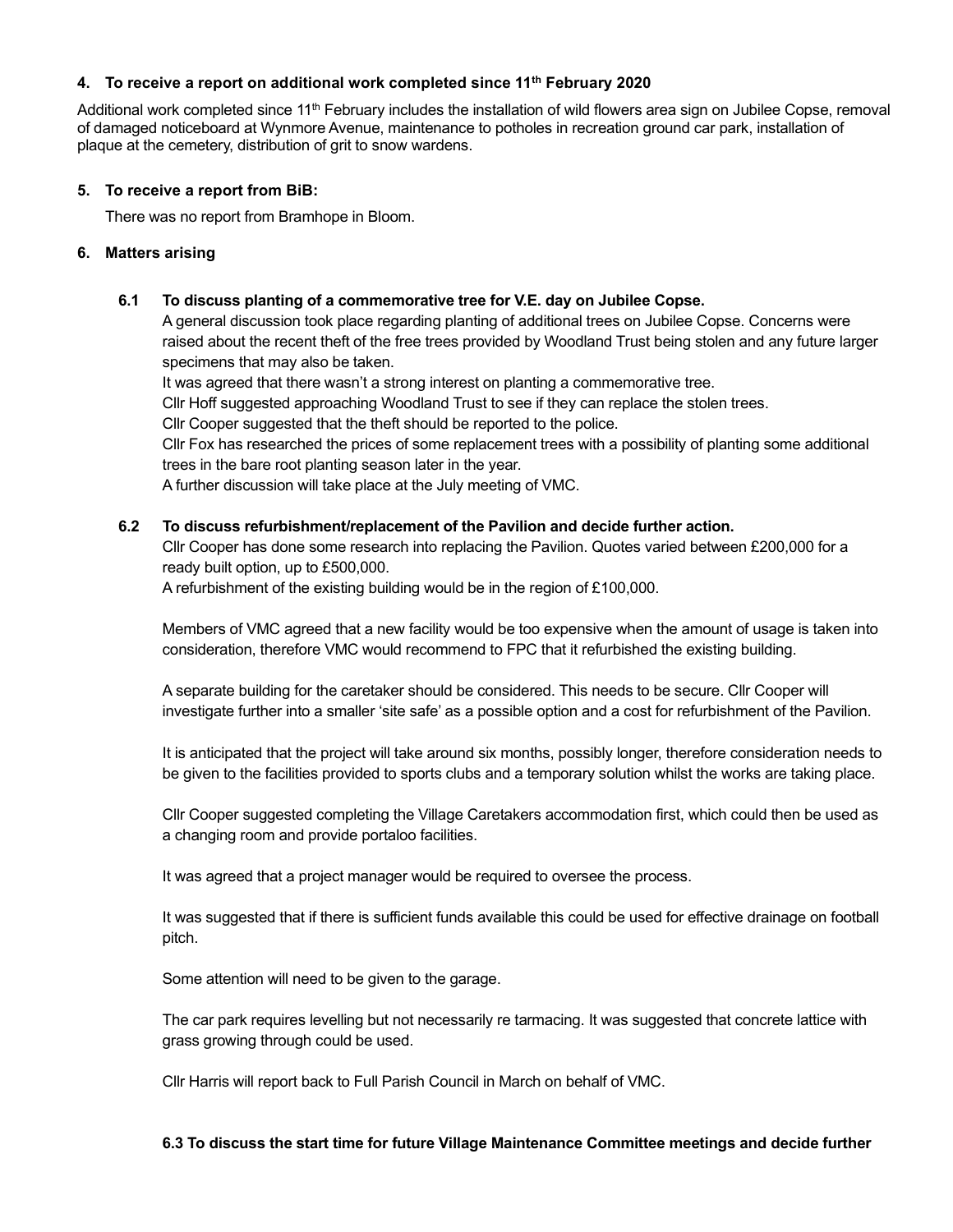## 4. To receive a report on additional work completed since 11th February 2020

Additional work completed since 11th February includes the installation of wild flowers area sign on Jubilee Copse, removal of damaged noticeboard at Wynmore Avenue, maintenance to potholes in recreation ground car park, installation of plaque at the cemetery, distribution of grit to snow wardens.

## 5. To receive a report from BiB:

There was no report from Bramhope in Bloom.

## 6. Matters arising

### 6.1 To discuss planting of a commemorative tree for V.E. day on Jubilee Copse.

A general discussion took place regarding planting of additional trees on Jubilee Copse. Concerns were raised about the recent theft of the free trees provided by Woodland Trust being stolen and any future larger specimens that may also be taken.

It was agreed that there wasn't a strong interest on planting a commemorative tree.

Cllr Hoff suggested approaching Woodland Trust to see if they can replace the stolen trees.

Cllr Cooper suggested that the theft should be reported to the police.

Cllr Fox has researched the prices of some replacement trees with a possibility of planting some additional trees in the bare root planting season later in the year.

A further discussion will take place at the July meeting of VMC.

### 6.2 To discuss refurbishment/replacement of the Pavilion and decide further action.

Cllr Cooper has done some research into replacing the Pavilion. Quotes varied between £200,000 for a ready built option, up to £500,000.

A refurbishment of the existing building would be in the region of £100,000.

Members of VMC agreed that a new facility would be too expensive when the amount of usage is taken into consideration, therefore VMC would recommend to FPC that it refurbished the existing building.

A separate building for the caretaker should be considered. This needs to be secure. Cllr Cooper will investigate further into a smaller 'site safe' as a possible option and a cost for refurbishment of the Pavilion.

It is anticipated that the project will take around six months, possibly longer, therefore consideration needs to be given to the facilities provided to sports clubs and a temporary solution whilst the works are taking place.

Cllr Cooper suggested completing the Village Caretakers accommodation first, which could then be used as a changing room and provide portaloo facilities.

It was agreed that a project manager would be required to oversee the process.

It was suggested that if there is sufficient funds available this could be used for effective drainage on football pitch.

Some attention will need to be given to the garage.

The car park requires levelling but not necessarily re tarmacing. It was suggested that concrete lattice with grass growing through could be used.

Cllr Harris will report back to Full Parish Council in March on behalf of VMC.

### 6.3 To discuss the start time for future Village Maintenance Committee meetings and decide further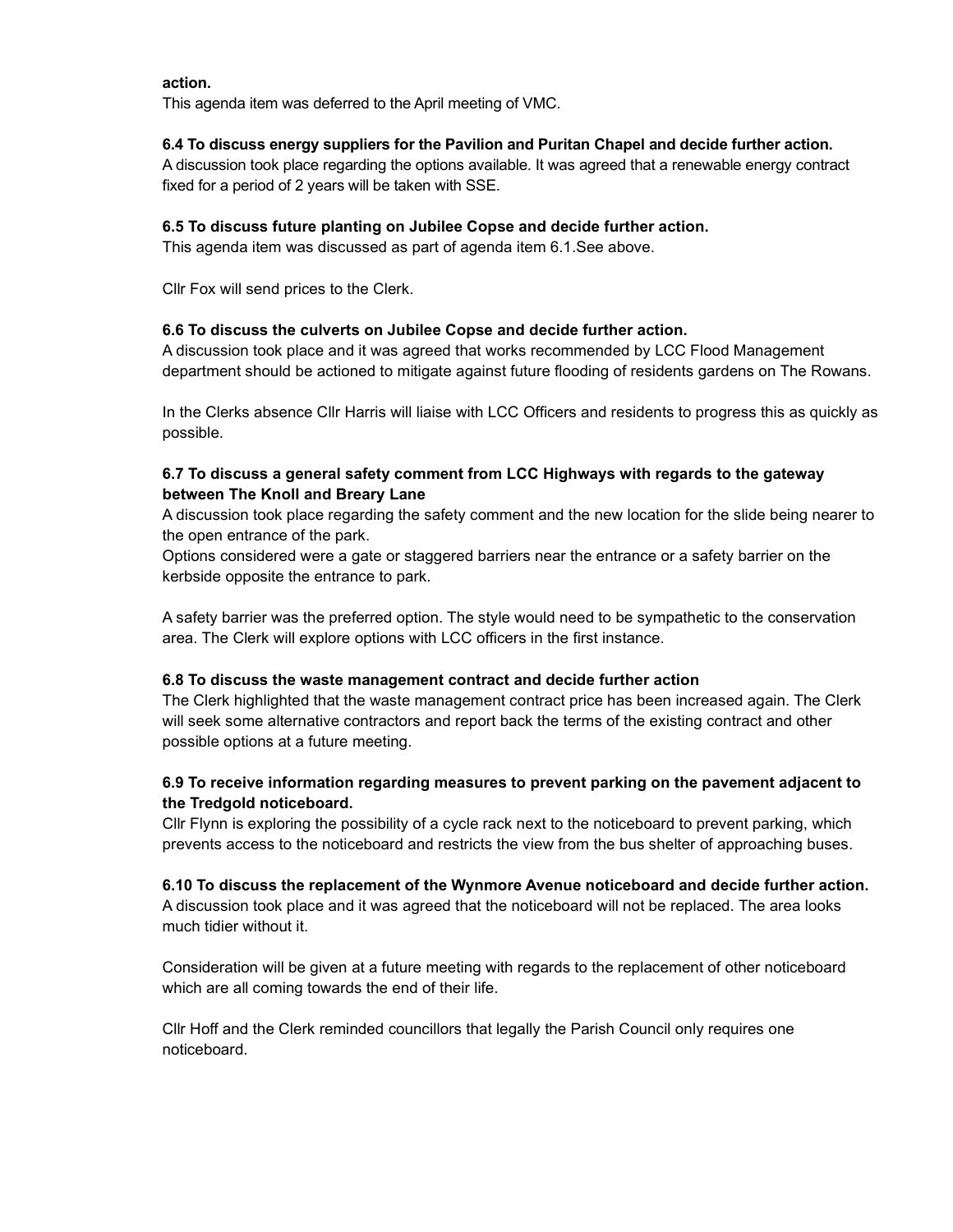**action.**
This agenda item was deferred to the April meeting of VMC.

**6.4 To discuss energy suppliers for the Pavilion and Puritan Chapel and decide further action.**
A discussion took place regarding the options available. It was agreed that a renewable energy contract fixed for a period of 2 years will be taken with SSE.

**6.5 To discuss future planting on Jubilee Copse and decide further action.**
This agenda item was discussed as part of agenda item 6.1.See above.

Cllr Fox will send prices to the Clerk.

**6.6 To discuss the culverts on Jubilee Copse and decide further action.**
A discussion took place and it was agreed that works recommended by LCC Flood Management department should be actioned to mitigate against future flooding of residents gardens on The Rowans.

In the Clerks absence Cllr Harris will liaise with LCC Officers and residents to progress this as quickly as possible.

**6.7 To discuss a general safety comment from LCC Highways with regards to the gateway between The Knoll and Breary Lane**
A discussion took place regarding the safety comment and the new location for the slide being nearer to the open entrance of the park.
Options considered were a gate or staggered barriers near the entrance or a safety barrier on the kerbside opposite the entrance to park.

A safety barrier was the preferred option. The style would need to be sympathetic to the conservation area. The Clerk will explore options with LCC officers in the first instance.

**6.8 To discuss the waste management contract and decide further action**
The Clerk highlighted that the waste management contract price has been increased again. The Clerk will seek some alternative contractors and report back the terms of the existing contract and other possible options at a future meeting.

**6.9 To receive information regarding measures to prevent parking on the pavement adjacent to the Tredgold noticeboard.**
Cllr Flynn is exploring the possibility of a cycle rack next to the noticeboard to prevent parking, which prevents access to the noticeboard and restricts the view from the bus shelter of approaching buses.

**6.10 To discuss the replacement of the Wynmore Avenue noticeboard and decide further action.**
A discussion took place and it was agreed that the noticeboard will not be replaced. The area looks much tidier without it.

Consideration will be given at a future meeting with regards to the replacement of other noticeboard which are all coming towards the end of their life.

Cllr Hoff and the Clerk reminded councillors that legally the Parish Council only requires one noticeboard.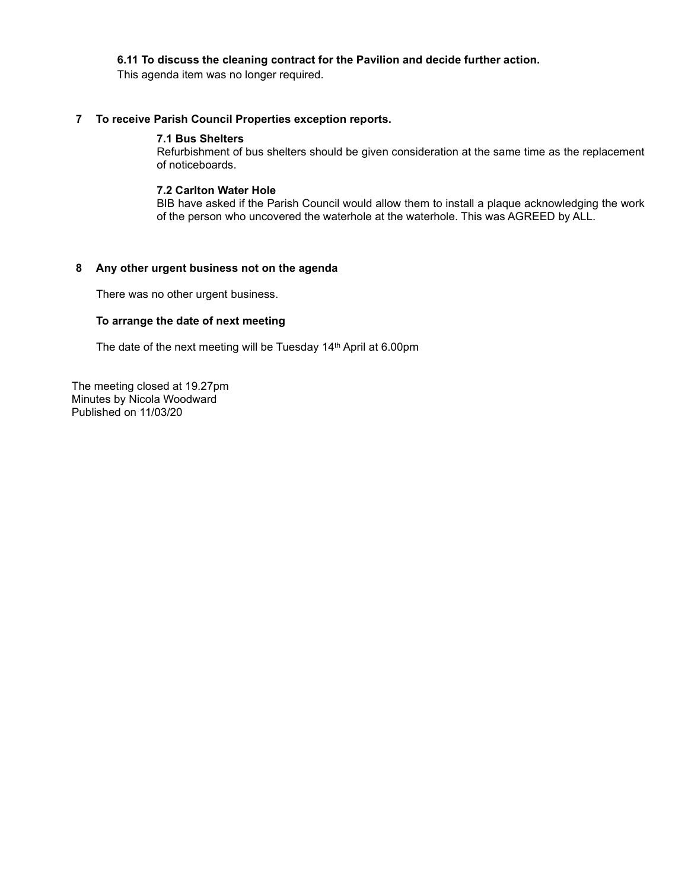**6.11 To discuss the cleaning contract for the Pavilion and decide further action.**

This agenda item was no longer required.

## 7 To receive Parish Council Properties exception reports.

**7.1 Bus Shelters**

Refurbishment of bus shelters should be given consideration at the same time as the replacement of noticeboards.

**7.2 Carlton Water Hole**

BIB have asked if the Parish Council would allow them to install a plaque acknowledging the work of the person who uncovered the waterhole at the waterhole. This was AGREED by ALL.

## 8 Any other urgent business not on the agenda

There was no other urgent business.

**To arrange the date of next meeting**

The date of the next meeting will be Tuesday 14th April at 6.00pm

The meeting closed at 19.27pm
Minutes by Nicola Woodward
Published on 11/03/20